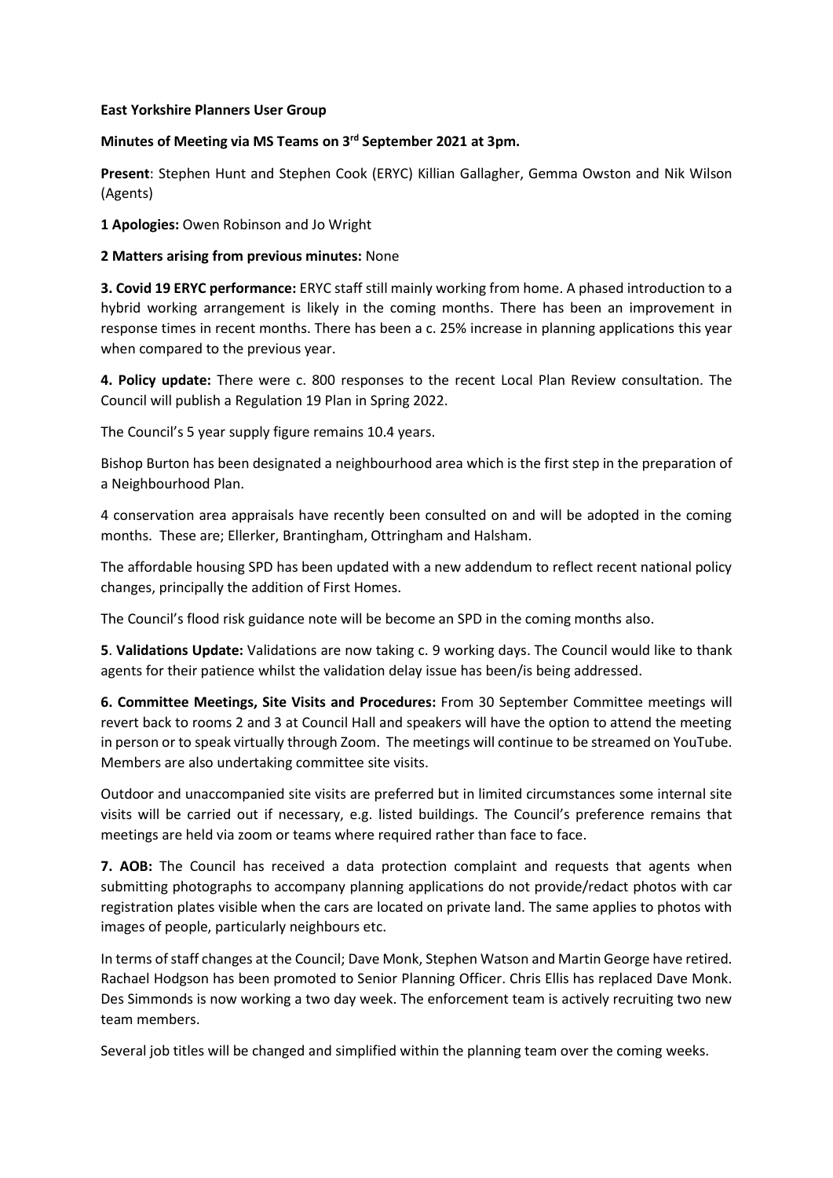**East Yorkshire Planners User Group**

**Minutes of Meeting via MS Teams on 3rd September 2021 at 3pm.**

**Present**: Stephen Hunt and Stephen Cook (ERYC) Killian Gallagher, Gemma Owston and Nik Wilson (Agents)

**1 Apologies:** Owen Robinson and Jo Wright

**2 Matters arising from previous minutes:** None

**3. Covid 19 ERYC performance:** ERYC staff still mainly working from home. A phased introduction to a hybrid working arrangement is likely in the coming months. There has been an improvement in response times in recent months. There has been a c. 25% increase in planning applications this year when compared to the previous year.

**4. Policy update:** There were c. 800 responses to the recent Local Plan Review consultation. The Council will publish a Regulation 19 Plan in Spring 2022.

The Council's 5 year supply figure remains 10.4 years.

Bishop Burton has been designated a neighbourhood area which is the first step in the preparation of a Neighbourhood Plan.

4 conservation area appraisals have recently been consulted on and will be adopted in the coming months. These are; Ellerker, Brantingham, Ottringham and Halsham.

The affordable housing SPD has been updated with a new addendum to reflect recent national policy changes, principally the addition of First Homes.

The Council's flood risk guidance note will be become an SPD in the coming months also.

**5**. **Validations Update:** Validations are now taking c. 9 working days. The Council would like to thank agents for their patience whilst the validation delay issue has been/is being addressed.

**6. Committee Meetings, Site Visits and Procedures:** From 30 September Committee meetings will revert back to rooms 2 and 3 at Council Hall and speakers will have the option to attend the meeting in person or to speak virtually through Zoom. The meetings will continue to be streamed on YouTube. Members are also undertaking committee site visits.

Outdoor and unaccompanied site visits are preferred but in limited circumstances some internal site visits will be carried out if necessary, e.g. listed buildings. The Council's preference remains that meetings are held via zoom or teams where required rather than face to face.

**7. AOB:** The Council has received a data protection complaint and requests that agents when submitting photographs to accompany planning applications do not provide/redact photos with car registration plates visible when the cars are located on private land. The same applies to photos with images of people, particularly neighbours etc.

In terms of staff changes at the Council; Dave Monk, Stephen Watson and Martin George have retired. Rachael Hodgson has been promoted to Senior Planning Officer. Chris Ellis has replaced Dave Monk. Des Simmonds is now working a two day week. The enforcement team is actively recruiting two new team members.

Several job titles will be changed and simplified within the planning team over the coming weeks.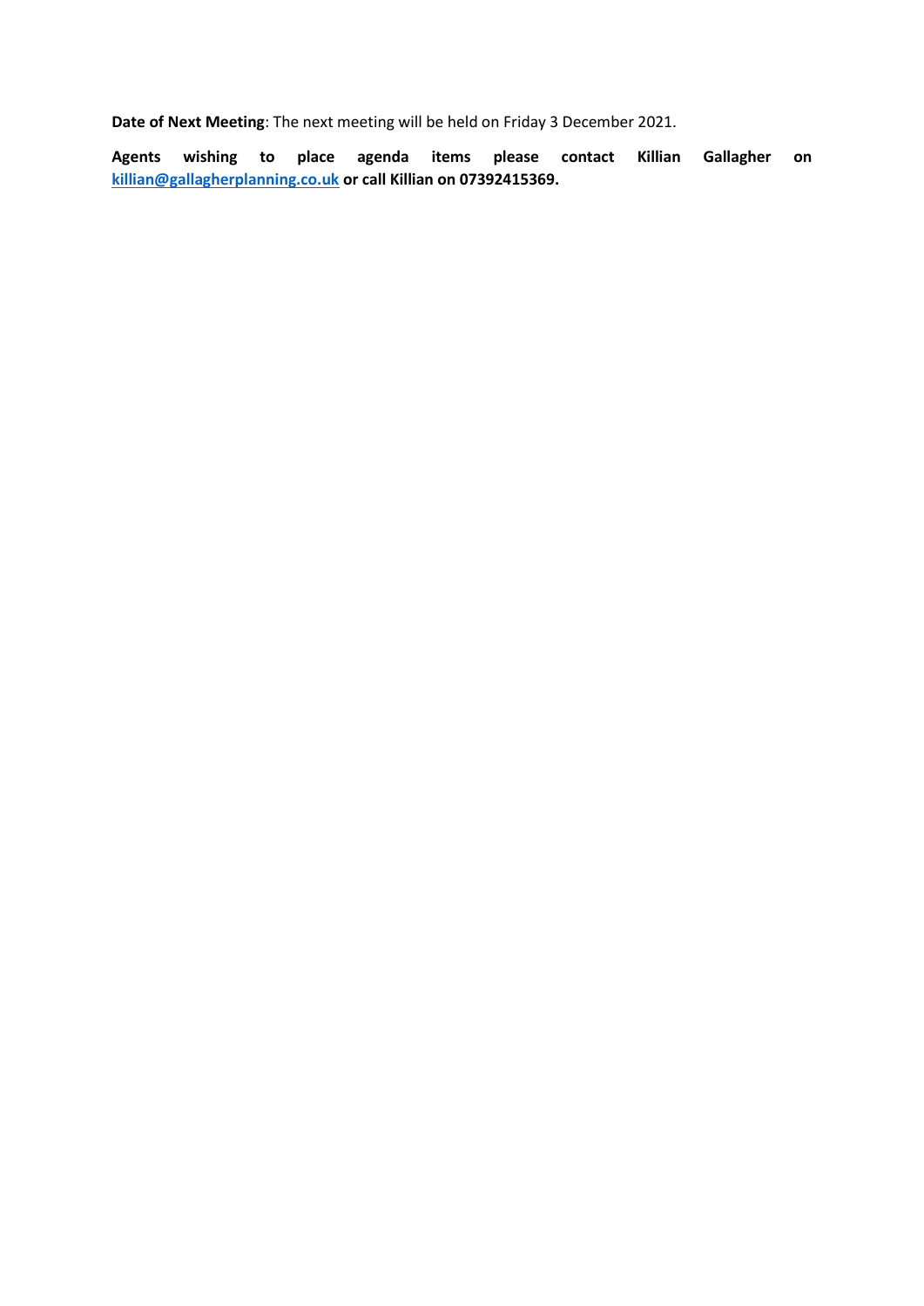**Date of Next Meeting**: The next meeting will be held on Friday 3 December 2021.

**Agents wishing to place agenda items please contact Killian Gallagher on [killian@gallagherplanning.co.uk](mailto:killian@gallagherplanning.co.uk) or call Killian on 07392415369.**